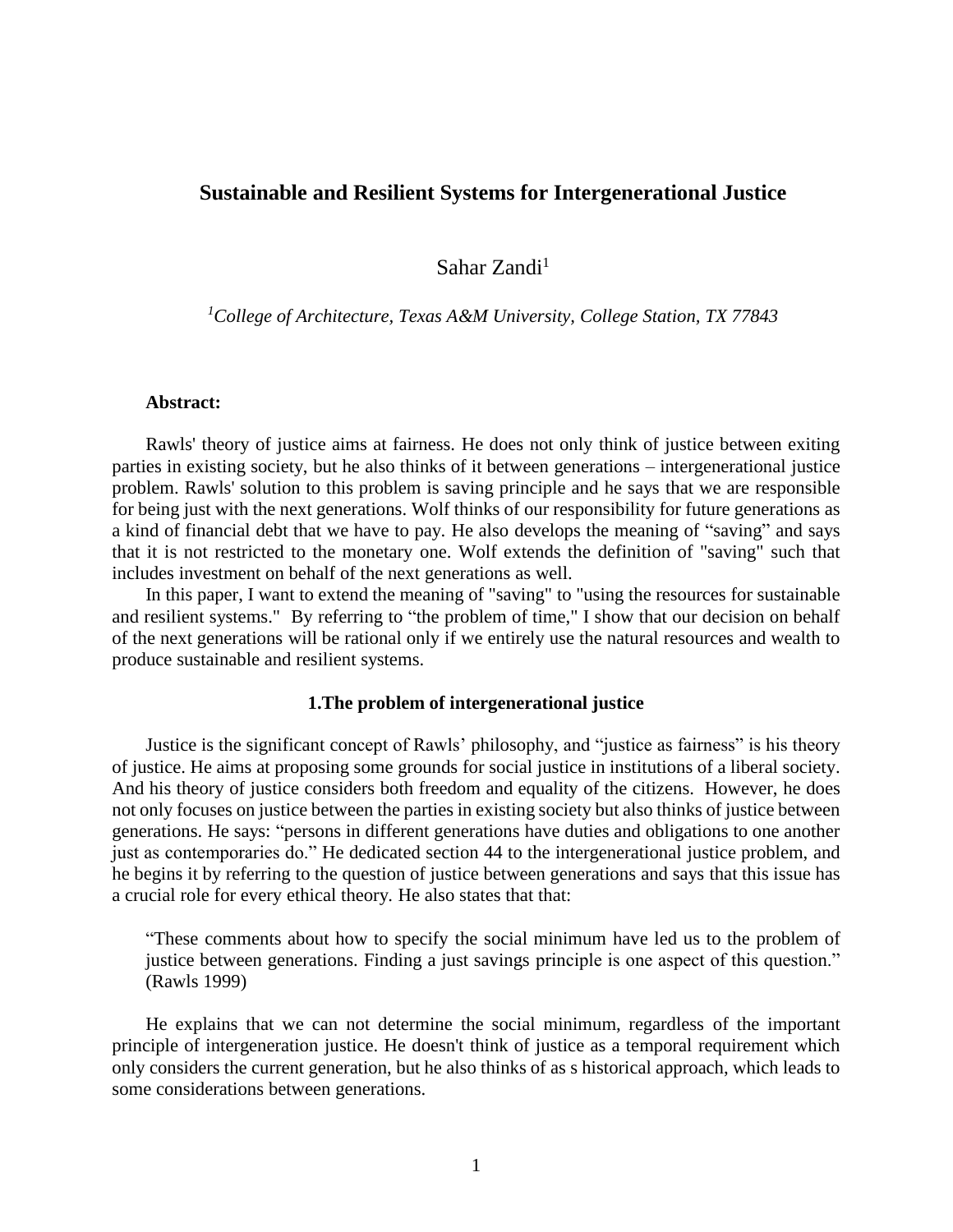# Sustainable and Resilient Systems for Intergenerational Justice

Sahar Zandi[1]

*[1]College of Architecture, Texas A&M University, College Station, TX 77843*

**Abstract:**

Rawls' theory of justice aims at fairness. He does not only think of justice between exiting parties in existing society, but he also thinks of it between generations – intergenerational justice problem. Rawls' solution to this problem is saving principle and he says that we are responsible for being just with the next generations. Wolf thinks of our responsibility for future generations as a kind of financial debt that we have to pay. He also develops the meaning of "saving" and says that it is not restricted to the monetary one. Wolf extends the definition of "saving" such that includes investment on behalf of the next generations as well.

In this paper, I want to extend the meaning of "saving" to "using the resources for sustainable and resilient systems." By referring to "the problem of time," I show that our decision on behalf of the next generations will be rational only if we entirely use the natural resources and wealth to produce sustainable and resilient systems.

## 1.The problem of intergenerational justice

Justice is the significant concept of Rawls' philosophy, and "justice as fairness" is his theory of justice. He aims at proposing some grounds for social justice in institutions of a liberal society. And his theory of justice considers both freedom and equality of the citizens. However, he does not only focuses on justice between the parties in existing society but also thinks of justice between generations. He says: "persons in different generations have duties and obligations to one another just as contemporaries do." He dedicated section 44 to the intergenerational justice problem, and he begins it by referring to the question of justice between generations and says that this issue has a crucial role for every ethical theory. He also states that that:

> "These comments about how to specify the social minimum have led us to the problem of justice between generations. Finding a just savings principle is one aspect of this question." (Rawls 1999)

He explains that we can not determine the social minimum, regardless of the important principle of intergeneration justice. He doesn't think of justice as a temporal requirement which only considers the current generation, but he also thinks of as s historical approach, which leads to some considerations between generations.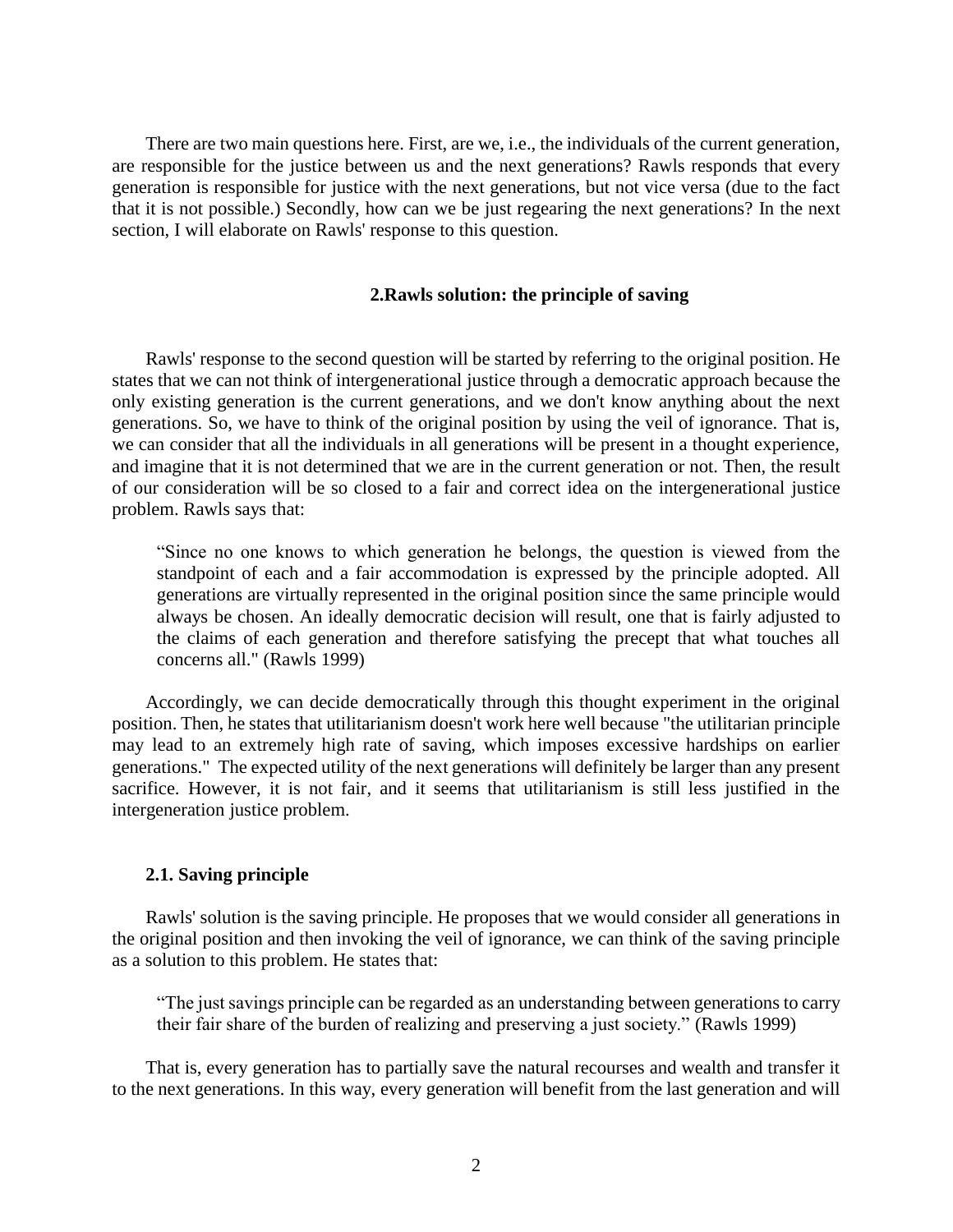There are two main questions here. First, are we, i.e., the individuals of the current generation, are responsible for the justice between us and the next generations? Rawls responds that every generation is responsible for justice with the next generations, but not vice versa (due to the fact that it is not possible.) Secondly, how can we be just regearing the next generations? In the next section, I will elaborate on Rawls' response to this question.

## 2.Rawls solution: the principle of saving

Rawls' response to the second question will be started by referring to the original position. He states that we can not think of intergenerational justice through a democratic approach because the only existing generation is the current generations, and we don't know anything about the next generations. So, we have to think of the original position by using the veil of ignorance. That is, we can consider that all the individuals in all generations will be present in a thought experience, and imagine that it is not determined that we are in the current generation or not. Then, the result of our consideration will be so closed to a fair and correct idea on the intergenerational justice problem. Rawls says that:

> "Since no one knows to which generation he belongs, the question is viewed from the standpoint of each and a fair accommodation is expressed by the principle adopted. All generations are virtually represented in the original position since the same principle would always be chosen. An ideally democratic decision will result, one that is fairly adjusted to the claims of each generation and therefore satisfying the precept that what touches all concerns all." (Rawls 1999)

Accordingly, we can decide democratically through this thought experiment in the original position. Then, he states that utilitarianism doesn't work here well because "the utilitarian principle may lead to an extremely high rate of saving, which imposes excessive hardships on earlier generations." The expected utility of the next generations will definitely be larger than any present sacrifice. However, it is not fair, and it seems that utilitarianism is still less justified in the intergeneration justice problem.

### 2.1. Saving principle

Rawls' solution is the saving principle. He proposes that we would consider all generations in the original position and then invoking the veil of ignorance, we can think of the saving principle as a solution to this problem. He states that:

> "The just savings principle can be regarded as an understanding between generations to carry their fair share of the burden of realizing and preserving a just society." (Rawls 1999)

That is, every generation has to partially save the natural recourses and wealth and transfer it to the next generations. In this way, every generation will benefit from the last generation and will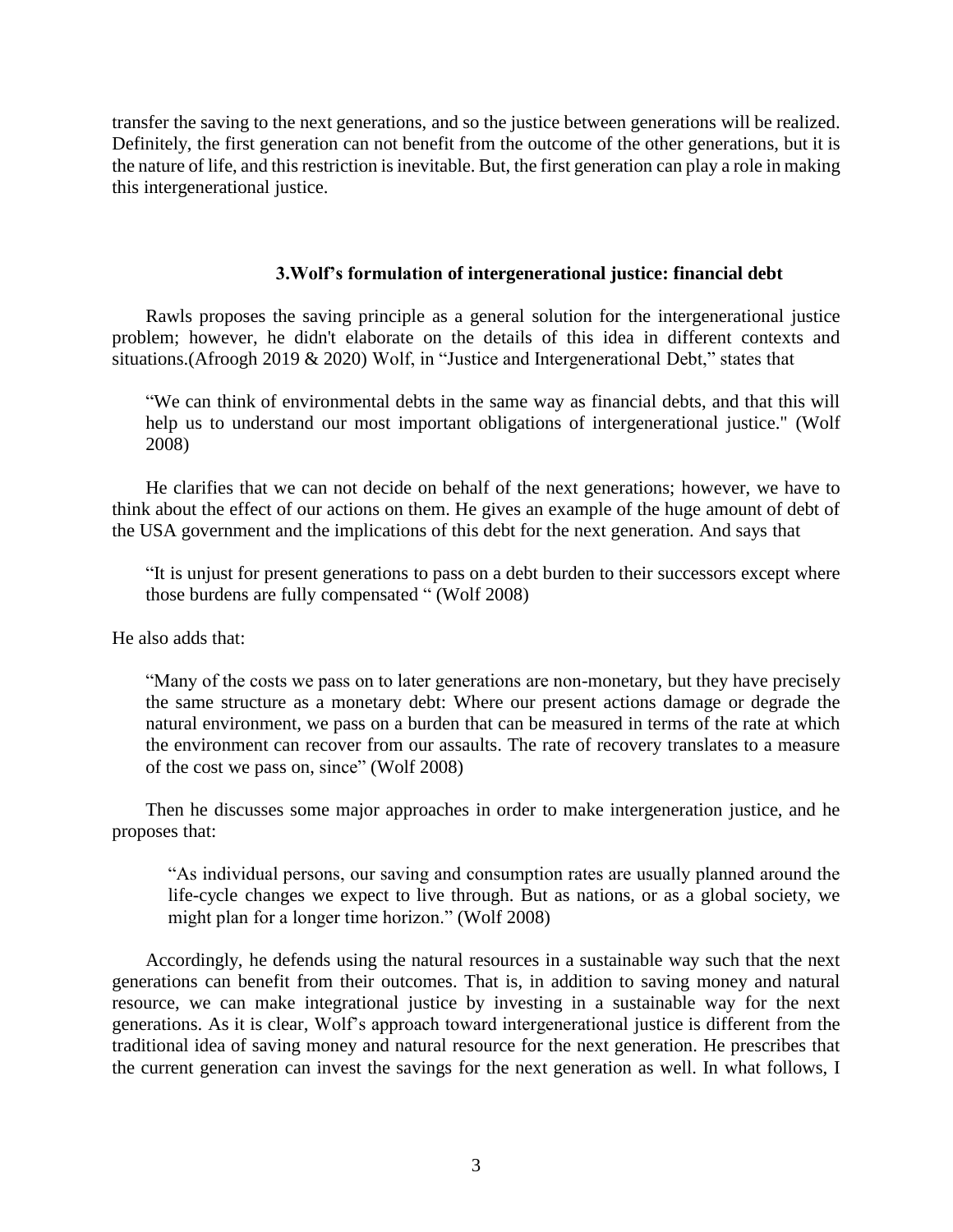transfer the saving to the next generations, and so the justice between generations will be realized. Definitely, the first generation can not benefit from the outcome of the other generations, but it is the nature of life, and this restriction is inevitable. But, the first generation can play a role in making this intergenerational justice.

### 3.Wolf's formulation of intergenerational justice: financial debt

Rawls proposes the saving principle as a general solution for the intergenerational justice problem; however, he didn't elaborate on the details of this idea in different contexts and situations.(Afroogh 2019 & 2020) Wolf, in "Justice and Intergenerational Debt," states that

> "We can think of environmental debts in the same way as financial debts, and that this will help us to understand our most important obligations of intergenerational justice." (Wolf 2008)

He clarifies that we can not decide on behalf of the next generations; however, we have to think about the effect of our actions on them. He gives an example of the huge amount of debt of the USA government and the implications of this debt for the next generation. And says that

> "It is unjust for present generations to pass on a debt burden to their successors except where those burdens are fully compensated " (Wolf 2008)

He also adds that:

> "Many of the costs we pass on to later generations are non-monetary, but they have precisely the same structure as a monetary debt: Where our present actions damage or degrade the natural environment, we pass on a burden that can be measured in terms of the rate at which the environment can recover from our assaults. The rate of recovery translates to a measure of the cost we pass on, since" (Wolf 2008)

Then he discusses some major approaches in order to make intergeneration justice, and he proposes that:

> "As individual persons, our saving and consumption rates are usually planned around the life-cycle changes we expect to live through. But as nations, or as a global society, we might plan for a longer time horizon." (Wolf 2008)

Accordingly, he defends using the natural resources in a sustainable way such that the next generations can benefit from their outcomes. That is, in addition to saving money and natural resource, we can make integrational justice by investing in a sustainable way for the next generations. As it is clear, Wolf's approach toward intergenerational justice is different from the traditional idea of saving money and natural resource for the next generation. He prescribes that the current generation can invest the savings for the next generation as well. In what follows, I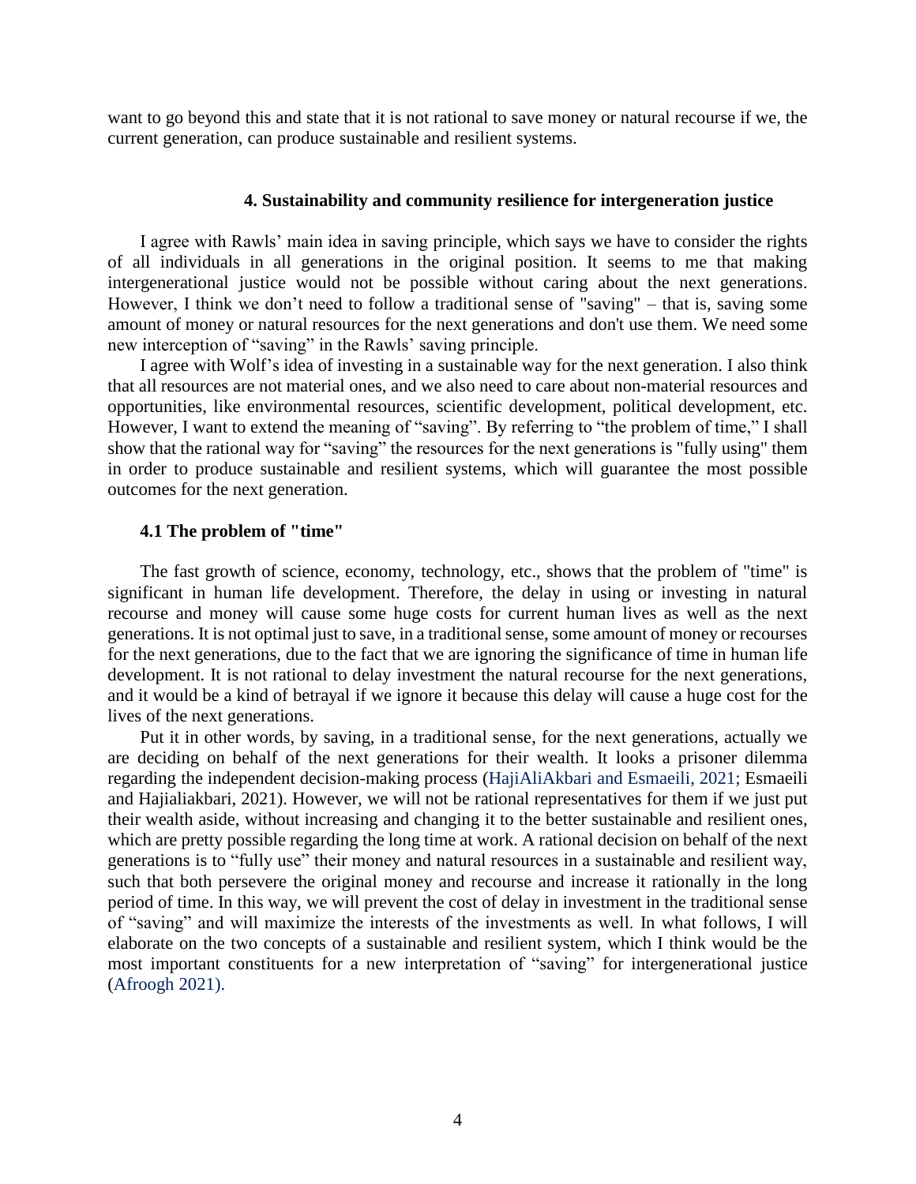want to go beyond this and state that it is not rational to save money or natural recourse if we, the current generation, can produce sustainable and resilient systems.

## 4. Sustainability and community resilience for intergeneration justice

I agree with Rawls' main idea in saving principle, which says we have to consider the rights of all individuals in all generations in the original position. It seems to me that making intergenerational justice would not be possible without caring about the next generations. However, I think we don't need to follow a traditional sense of "saving" – that is, saving some amount of money or natural resources for the next generations and don't use them. We need some new interception of "saving" in the Rawls' saving principle.

I agree with Wolf's idea of investing in a sustainable way for the next generation. I also think that all resources are not material ones, and we also need to care about non-material resources and opportunities, like environmental resources, scientific development, political development, etc. However, I want to extend the meaning of "saving". By referring to "the problem of time," I shall show that the rational way for "saving" the resources for the next generations is "fully using" them in order to produce sustainable and resilient systems, which will guarantee the most possible outcomes for the next generation.

### 4.1 The problem of "time"

The fast growth of science, economy, technology, etc., shows that the problem of "time" is significant in human life development. Therefore, the delay in using or investing in natural recourse and money will cause some huge costs for current human lives as well as the next generations. It is not optimal just to save, in a traditional sense, some amount of money or recourses for the next generations, due to the fact that we are ignoring the significance of time in human life development. It is not rational to delay investment the natural recourse for the next generations, and it would be a kind of betrayal if we ignore it because this delay will cause a huge cost for the lives of the next generations.

Put it in other words, by saving, in a traditional sense, for the next generations, actually we are deciding on behalf of the next generations for their wealth. It looks a prisoner dilemma regarding the independent decision-making process (HajiAliAkbari and Esmaeili, 2021; Esmaeili and Hajialiakbari, 2021). However, we will not be rational representatives for them if we just put their wealth aside, without increasing and changing it to the better sustainable and resilient ones, which are pretty possible regarding the long time at work. A rational decision on behalf of the next generations is to "fully use" their money and natural resources in a sustainable and resilient way, such that both persevere the original money and recourse and increase it rationally in the long period of time. In this way, we will prevent the cost of delay in investment in the traditional sense of "saving" and will maximize the interests of the investments as well. In what follows, I will elaborate on the two concepts of a sustainable and resilient system, which I think would be the most important constituents for a new interpretation of "saving" for intergenerational justice (Afroogh 2021).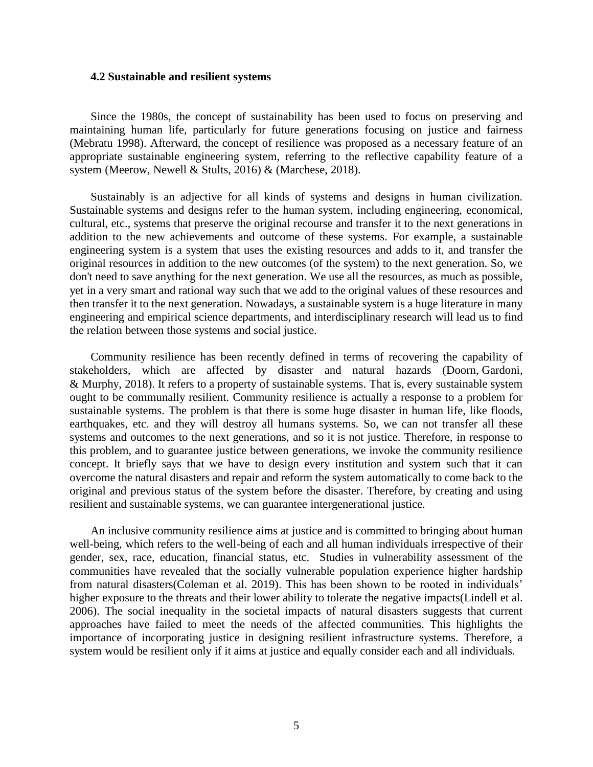### 4.2 Sustainable and resilient systems

Since the 1980s, the concept of sustainability has been used to focus on preserving and maintaining human life, particularly for future generations focusing on justice and fairness (Mebratu 1998). Afterward, the concept of resilience was proposed as a necessary feature of an appropriate sustainable engineering system, referring to the reflective capability feature of a system (Meerow, Newell & Stults, 2016) & (Marchese, 2018).

Sustainably is an adjective for all kinds of systems and designs in human civilization. Sustainable systems and designs refer to the human system, including engineering, economical, cultural, etc., systems that preserve the original recourse and transfer it to the next generations in addition to the new achievements and outcome of these systems. For example, a sustainable engineering system is a system that uses the existing resources and adds to it, and transfer the original resources in addition to the new outcomes (of the system) to the next generation. So, we don't need to save anything for the next generation. We use all the resources, as much as possible, yet in a very smart and rational way such that we add to the original values of these resources and then transfer it to the next generation. Nowadays, a sustainable system is a huge literature in many engineering and empirical science departments, and interdisciplinary research will lead us to find the relation between those systems and social justice.

Community resilience has been recently defined in terms of recovering the capability of stakeholders, which are affected by disaster and natural hazards (Doorn, Gardoni, & Murphy, 2018). It refers to a property of sustainable systems. That is, every sustainable system ought to be communally resilient. Community resilience is actually a response to a problem for sustainable systems. The problem is that there is some huge disaster in human life, like floods, earthquakes, etc. and they will destroy all humans systems. So, we can not transfer all these systems and outcomes to the next generations, and so it is not justice. Therefore, in response to this problem, and to guarantee justice between generations, we invoke the community resilience concept. It briefly says that we have to design every institution and system such that it can overcome the natural disasters and repair and reform the system automatically to come back to the original and previous status of the system before the disaster. Therefore, by creating and using resilient and sustainable systems, we can guarantee intergenerational justice.

An inclusive community resilience aims at justice and is committed to bringing about human well-being, which refers to the well-being of each and all human individuals irrespective of their gender, sex, race, education, financial status, etc. Studies in vulnerability assessment of the communities have revealed that the socially vulnerable population experience higher hardship from natural disasters(Coleman et al. 2019). This has been shown to be rooted in individuals' higher exposure to the threats and their lower ability to tolerate the negative impacts(Lindell et al. 2006). The social inequality in the societal impacts of natural disasters suggests that current approaches have failed to meet the needs of the affected communities. This highlights the importance of incorporating justice in designing resilient infrastructure systems. Therefore, a system would be resilient only if it aims at justice and equally consider each and all individuals.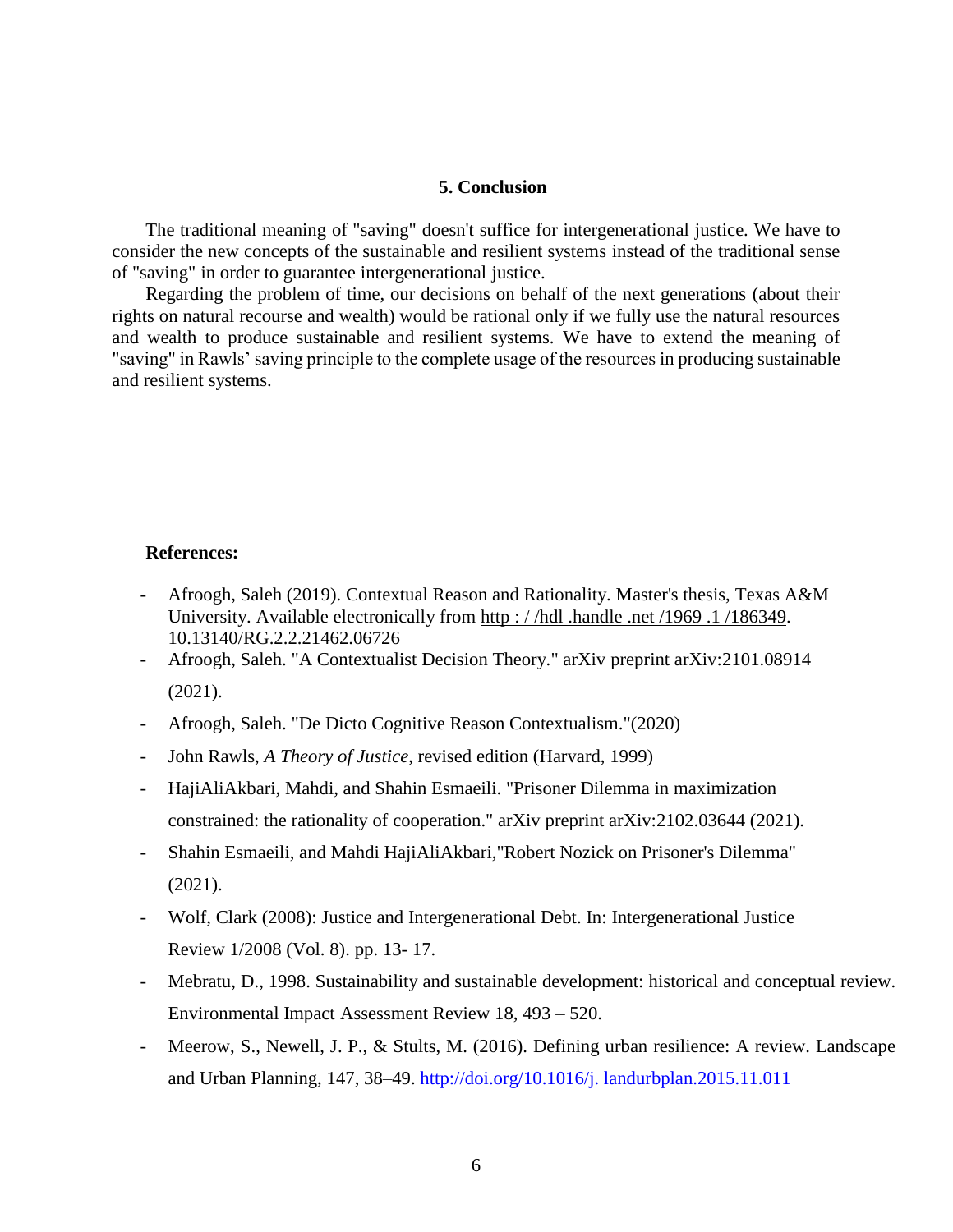## 5. Conclusion

The traditional meaning of "saving" doesn't suffice for intergenerational justice. We have to consider the new concepts of the sustainable and resilient systems instead of the traditional sense of "saving" in order to guarantee intergenerational justice.

Regarding the problem of time, our decisions on behalf of the next generations (about their rights on natural recourse and wealth) would be rational only if we fully use the natural resources and wealth to produce sustainable and resilient systems. We have to extend the meaning of "saving" in Rawls' saving principle to the complete usage of the resources in producing sustainable and resilient systems.

**References:**

- Afroogh, Saleh (2019). Contextual Reason and Rationality. Master's thesis, Texas A&M University. Available electronically from http : / /hdl .handle .net /1969 .1 /186349. 10.13140/RG.2.2.21462.06726
- Afroogh, Saleh. "A Contextualist Decision Theory." arXiv preprint arXiv:2101.08914 (2021).
- Afroogh, Saleh. "De Dicto Cognitive Reason Contextualism."(2020)
- John Rawls, *A Theory of Justice*, revised edition (Harvard, 1999)
- HajiAliAkbari, Mahdi, and Shahin Esmaeili. "Prisoner Dilemma in maximization constrained: the rationality of cooperation." arXiv preprint arXiv:2102.03644 (2021).
- Shahin Esmaeili, and Mahdi HajiAliAkbari,"Robert Nozick on Prisoner's Dilemma" (2021).
- Wolf, Clark (2008): Justice and Intergenerational Debt. In: Intergenerational Justice Review 1/2008 (Vol. 8). pp. 13- 17.
- Mebratu, D., 1998. Sustainability and sustainable development: historical and conceptual review. Environmental Impact Assessment Review 18, 493 – 520.
- Meerow, S., Newell, J. P., & Stults, M. (2016). Defining urban resilience: A review. Landscape and Urban Planning, 147, 38–49. http://doi.org/10.1016/j. landurbplan.2015.11.011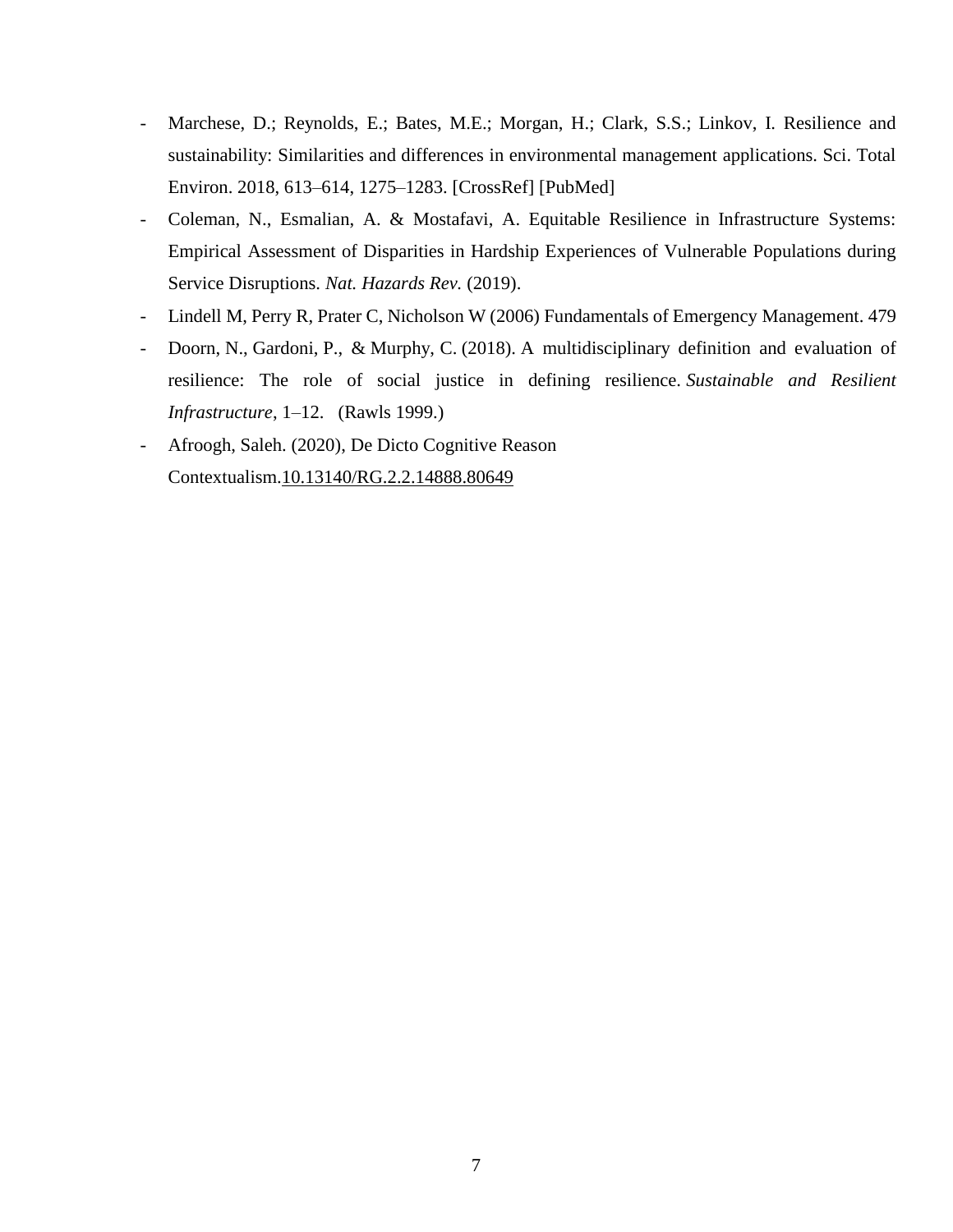- Marchese, D.; Reynolds, E.; Bates, M.E.; Morgan, H.; Clark, S.S.; Linkov, I. Resilience and sustainability: Similarities and differences in environmental management applications. Sci. Total Environ. 2018, 613–614, 1275–1283. [CrossRef] [PubMed]
- Coleman, N., Esmalian, A. & Mostafavi, A. Equitable Resilience in Infrastructure Systems: Empirical Assessment of Disparities in Hardship Experiences of Vulnerable Populations during Service Disruptions. *Nat. Hazards Rev.* (2019).
- Lindell M, Perry R, Prater C, Nicholson W (2006) Fundamentals of Emergency Management. 479
- Doorn, N., Gardoni, P., & Murphy, C. (2018). A multidisciplinary definition and evaluation of resilience: The role of social justice in defining resilience. *Sustainable and Resilient Infrastructure*, 1–12. (Rawls 1999.)
- Afroogh, Saleh. (2020), De Dicto Cognitive Reason Contextualism.10.13140/RG.2.2.14888.80649